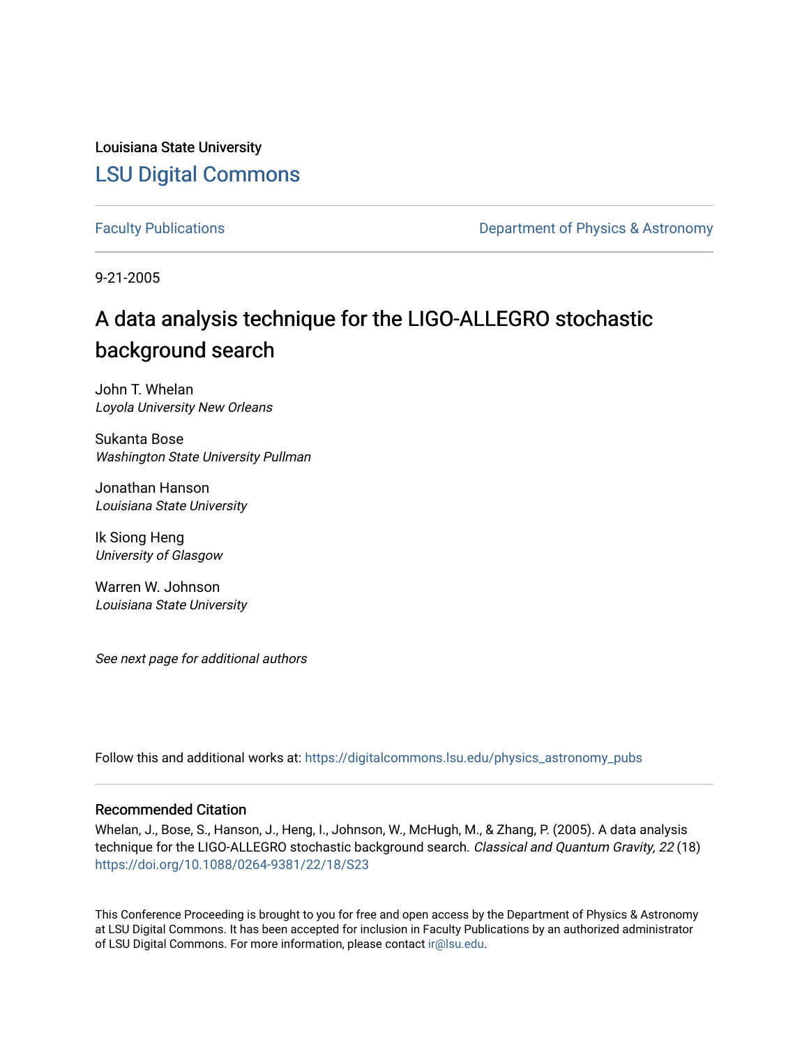Louisiana State University

[LSU Digital Commons](https://digitalcommons.lsu.edu)

Faculty Publications

Department of Physics & Astronomy

9-21-2005

# A data analysis technique for the LIGO-ALLEGRO stochastic background search

John T. Whelan
*Loyola University New Orleans*

Sukanta Bose
*Washington State University Pullman*

Jonathan Hanson
*Louisiana State University*

Ik Siong Heng
*University of Glasgow*

Warren W. Johnson
*Louisiana State University*

*See next page for additional authors*

Follow this and additional works at: https://digitalcommons.lsu.edu/physics_astronomy_pubs

## Recommended Citation

Whelan, J., Bose, S., Hanson, J., Heng, I., Johnson, W., McHugh, M., & Zhang, P. (2005). A data analysis technique for the LIGO-ALLEGRO stochastic background search. *Classical and Quantum Gravity, 22* (18) https://doi.org/10.1088/0264-9381/22/18/S23

This Conference Proceeding is brought to you for free and open access by the Department of Physics & Astronomy at LSU Digital Commons. It has been accepted for inclusion in Faculty Publications by an authorized administrator of LSU Digital Commons. For more information, please contact ir@lsu.edu.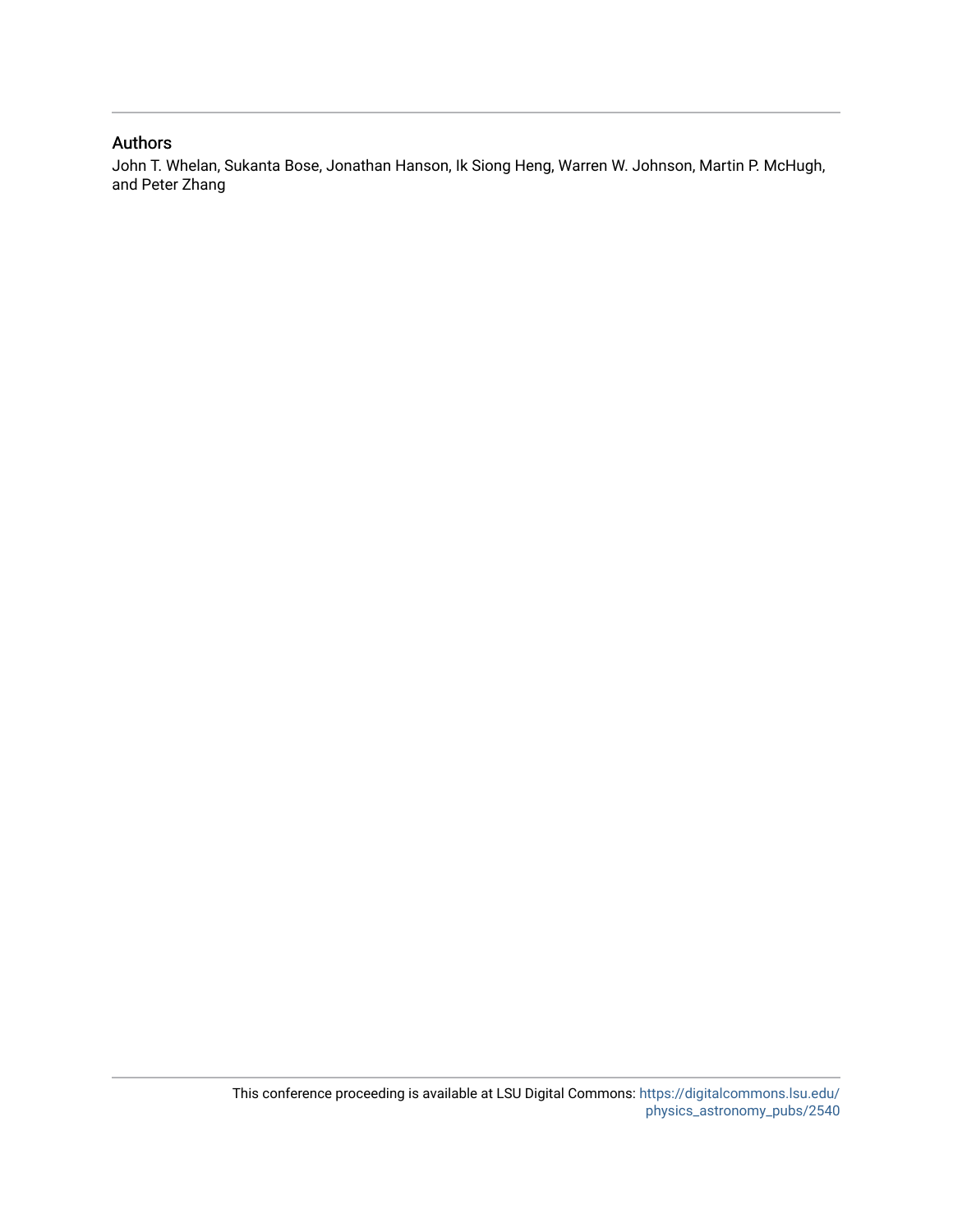## Authors

John T. Whelan, Sukanta Bose, Jonathan Hanson, Ik Siong Heng, Warren W. Johnson, Martin P. McHugh, and Peter Zhang

This conference proceeding is available at LSU Digital Commons: https://digitalcommons.lsu.edu/physics_astronomy_pubs/2540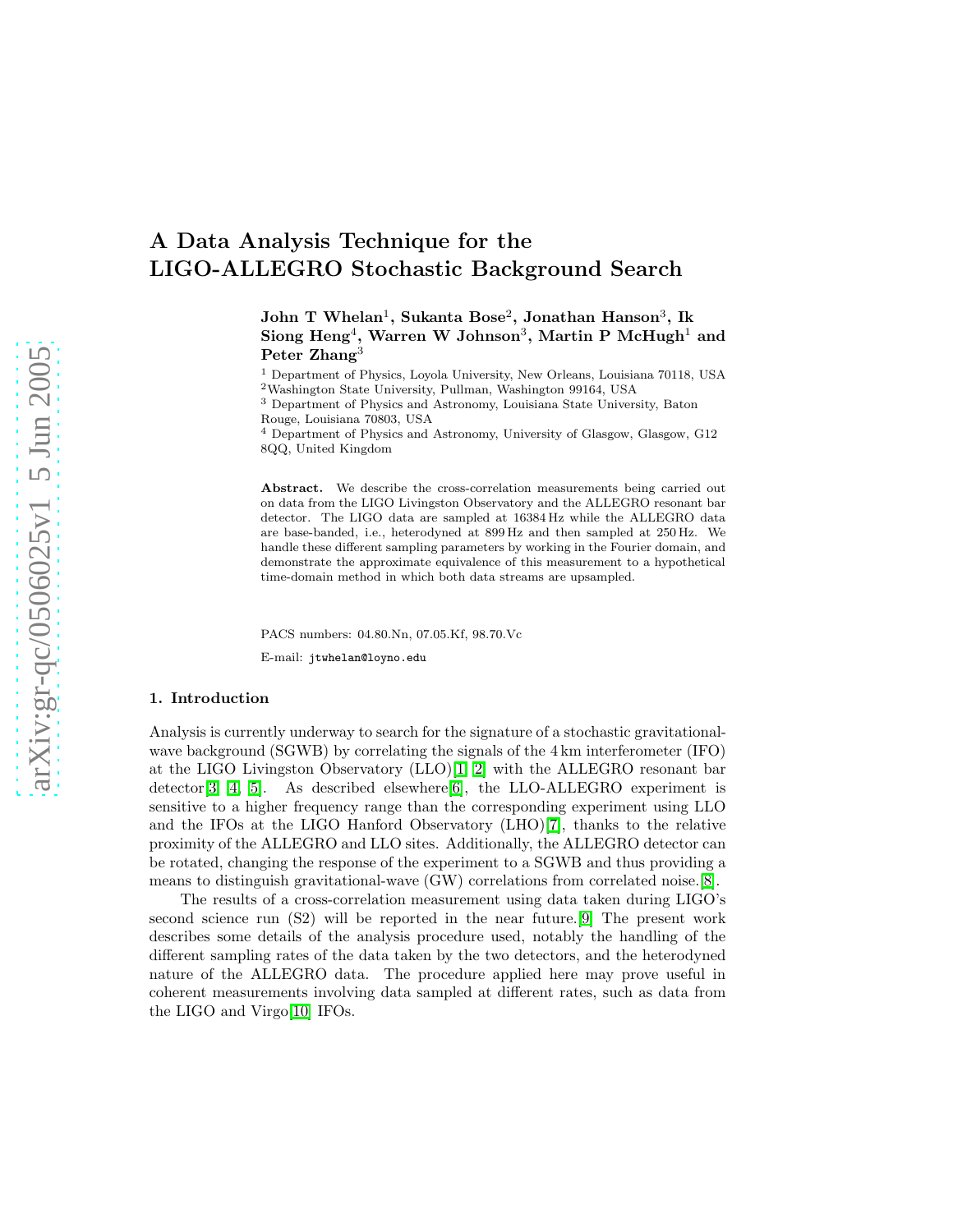# A Data Analysis Technique for the LIGO-ALLEGRO Stochastic Background Search

**John T Whelan[1], Sukanta Bose[2], Jonathan Hanson[3], Ik Siong Heng[4], Warren W Johnson[3], Martin P McHugh[1] and Peter Zhang[3]**

[1] Department of Physics, Loyola University, New Orleans, Louisiana 70118, USA
[2] Washington State University, Pullman, Washington 99164, USA
[3] Department of Physics and Astronomy, Louisiana State University, Baton Rouge, Louisiana 70803, USA
[4] Department of Physics and Astronomy, University of Glasgow, Glasgow, G12 8QQ, United Kingdom

**Abstract.** We describe the cross-correlation measurements being carried out on data from the LIGO Livingston Observatory and the ALLEGRO resonant bar detector. The LIGO data are sampled at 16384 Hz while the ALLEGRO data are base-banded, i.e., heterodyned at 899 Hz and then sampled at 250 Hz. We handle these different sampling parameters by working in the Fourier domain, and demonstrate the approximate equivalence of this measurement to a hypothetical time-domain method in which both data streams are upsampled.

PACS numbers: 04.80.Nn, 07.05.Kf, 98.70.Vc

E-mail: jtwhelan@loyno.edu

## 1. Introduction

Analysis is currently underway to search for the signature of a stochastic gravitational-wave background (SGWB) by correlating the signals of the 4 km interferometer (IFO) at the LIGO Livingston Observatory (LLO)[1, 2] with the ALLEGRO resonant bar detector[3, 4, 5]. As described elsewhere[6], the LLO-ALLEGRO experiment is sensitive to a higher frequency range than the corresponding experiment using LLO and the IFOs at the LIGO Hanford Observatory (LHO)[7], thanks to the relative proximity of the ALLEGRO and LLO sites. Additionally, the ALLEGRO detector can be rotated, changing the response of the experiment to a SGWB and thus providing a means to distinguish gravitational-wave (GW) correlations from correlated noise.[8].

The results of a cross-correlation measurement using data taken during LIGO's second science run (S2) will be reported in the near future.[9] The present work describes some details of the analysis procedure used, notably the handling of the different sampling rates of the data taken by the two detectors, and the heterodyned nature of the ALLEGRO data. The procedure applied here may prove useful in coherent measurements involving data sampled at different rates, such as data from the LIGO and Virgo[10] IFOs.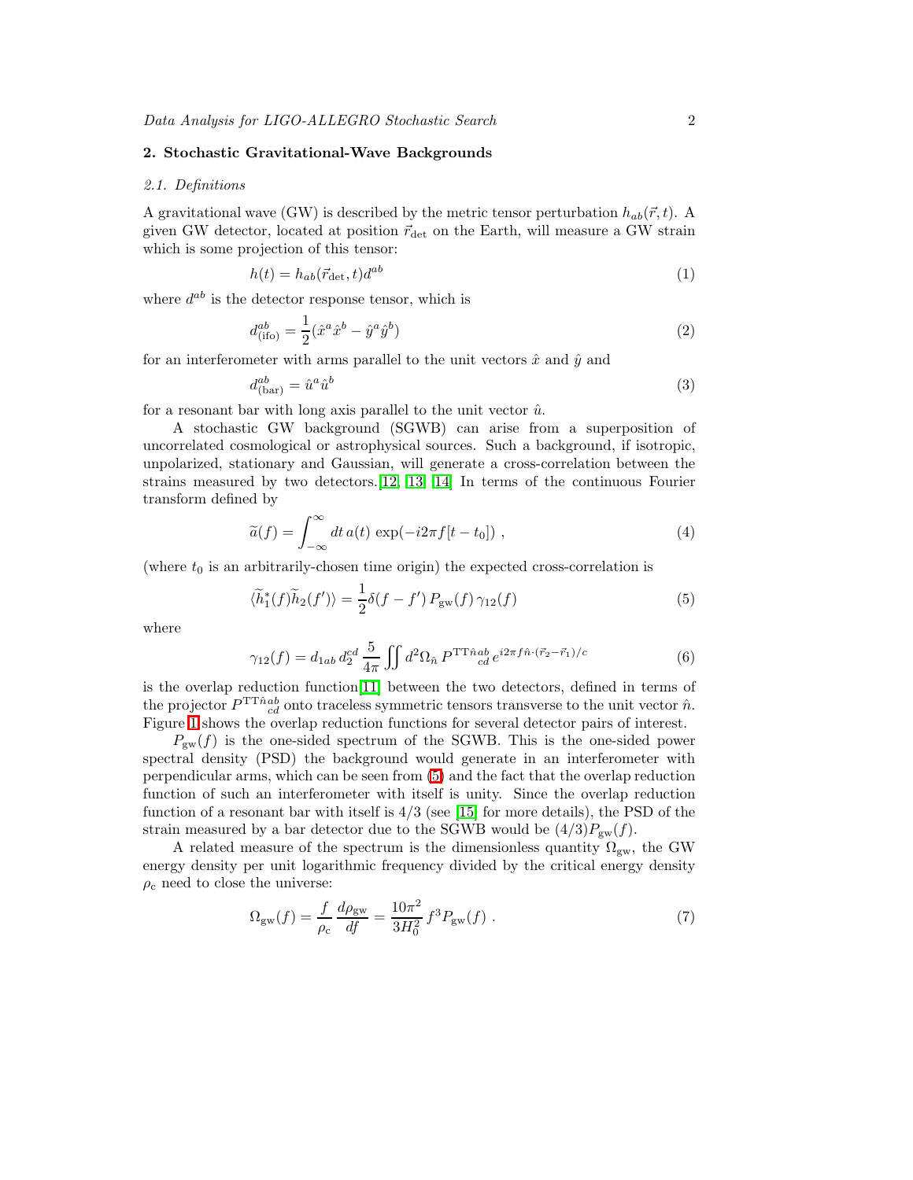## 2. Stochastic Gravitational-Wave Backgrounds

### 2.1. Definitions

A gravitational wave (GW) is described by the metric tensor perturbation $h_{ab}(\vec{r}, t)$. A given GW detector, located at position $\vec{r}_{\rm det}$ on the Earth, will measure a GW strain which is some projection of this tensor:

$$h(t) = h_{ab}(\vec{r}_{\rm det}, t) d^{ab} \tag{1}$$

where $d^{ab}$ is the detector response tensor, which is

$$d^{ab}_{\rm (ifo)} = \frac{1}{2}(\hat{x}^a \hat{x}^b - \hat{y}^a \hat{y}^b) \tag{2}$$

for an interferometer with arms parallel to the unit vectors $\hat{x}$ and $\hat{y}$ and

$$d^{ab}_{\rm (bar)} = \hat{u}^a \hat{u}^b \tag{3}$$

for a resonant bar with long axis parallel to the unit vector $\hat{u}$.

A stochastic GW background (SGWB) can arise from a superposition of uncorrelated cosmological or astrophysical sources. Such a background, if isotropic, unpolarized, stationary and Gaussian, will generate a cross-correlation between the strains measured by two detectors.[12, 13, 14] In terms of the continuous Fourier transform defined by

$$\widetilde{a}(f) = \int_{-\infty}^{\infty} dt\, a(t) \exp(-i2\pi f[t - t_0]) \;, \tag{4}$$

(where $t_0$ is an arbitrarily-chosen time origin) the expected cross-correlation is

$$\langle \widetilde{h}_1^*(f) \widetilde{h}_2(f') \rangle = \frac{1}{2}\delta(f - f')\, P_{\rm gw}(f)\, \gamma_{12}(f) \tag{5}$$

where

$$\gamma_{12}(f) = d_{1ab}\, d_2^{cd}\, \frac{5}{4\pi} \iint d^2\Omega_{\hat{n}}\, P^{{\rm TT}\hat{n}ab}{}_{cd}\, e^{i2\pi f \hat{n}\cdot(\vec{r}_2 - \vec{r}_1)/c} \tag{6}$$

is the overlap reduction function[11] between the two detectors, defined in terms of the projector $P^{{\rm TT}\hat{n}ab}{}_{cd}$ onto traceless symmetric tensors transverse to the unit vector $\hat{n}$. Figure 1 shows the overlap reduction functions for several detector pairs of interest.

$P_{\rm gw}(f)$ is the one-sided spectrum of the SGWB. This is the one-sided power spectral density (PSD) the background would generate in an interferometer with perpendicular arms, which can be seen from (5) and the fact that the overlap reduction function of such an interferometer with itself is unity. Since the overlap reduction function of a resonant bar with itself is $4/3$ (see [15] for more details), the PSD of the strain measured by a bar detector due to the SGWB would be $(4/3)P_{\rm gw}(f)$.

A related measure of the spectrum is the dimensionless quantity $\Omega_{\rm gw}$, the GW energy density per unit logarithmic frequency divided by the critical energy density $\rho_{\rm c}$ need to close the universe:

$$\Omega_{\rm gw}(f) = \frac{f}{\rho_{\rm c}} \frac{d\rho_{\rm gw}}{df} = \frac{10\pi^2}{3H_0^2} f^3 P_{\rm gw}(f) \;. \tag{7}$$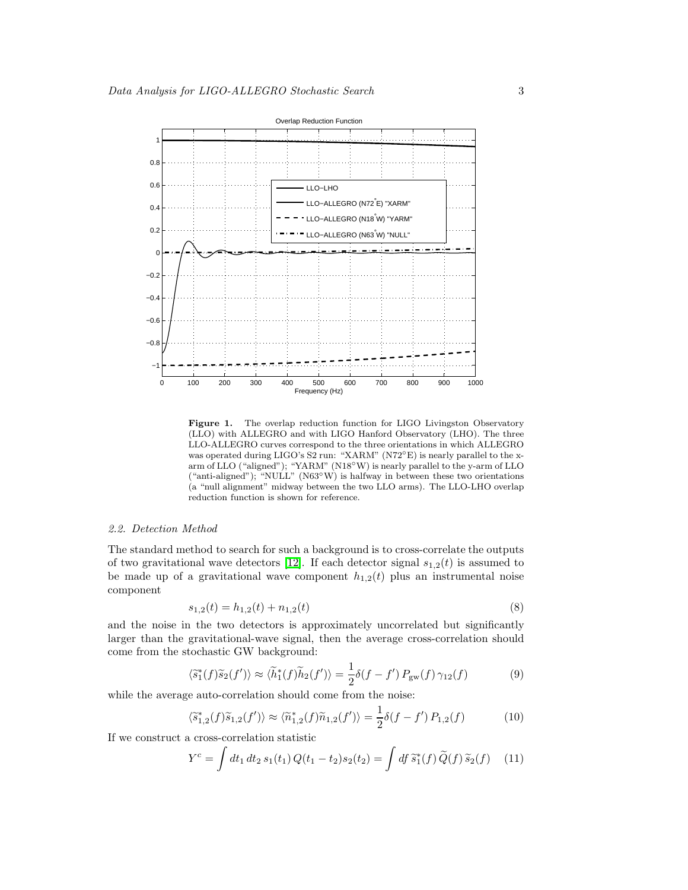**Figure 1.** The overlap reduction function for LIGO Livingston Observatory (LLO) with ALLEGRO and with LIGO Hanford Observatory (LHO). The three LLO-ALLEGRO curves correspond to the three orientations in which ALLEGRO was operated during LIGO's S2 run: "XARM" (N72°E) is nearly parallel to the x-arm of LLO ("aligned"); "YARM" (N18°W) is nearly parallel to the y-arm of LLO ("anti-aligned"); "NULL" (N63°W) is halfway in between these two orientations (a "null alignment" midway between the two LLO arms). The LLO-LHO overlap reduction function is shown for reference.

### *2.2. Detection Method*

The standard method to search for such a background is to cross-correlate the outputs of two gravitational wave detectors [12]. If each detector signal $s_{1,2}(t)$ is assumed to be made up of a gravitational wave component $h_{1,2}(t)$ plus an instrumental noise component

$$s_{1,2}(t) = h_{1,2}(t) + n_{1,2}(t) \tag{8}$$

and the noise in the two detectors is approximately uncorrelated but significantly larger than the gravitational-wave signal, then the average cross-correlation should come from the stochastic GW background:

$$\langle \widetilde{s}_1^*(f)\widetilde{s}_2(f') \rangle \approx \langle \widetilde{h}_1^*(f)\widetilde{h}_2(f') \rangle = \frac{1}{2}\delta(f-f')\, P_{\rm gw}(f)\, \gamma_{12}(f) \tag{9}$$

while the average auto-correlation should come from the noise:

$$\langle \widetilde{s}_{1,2}^*(f)\widetilde{s}_{1,2}(f') \rangle \approx \langle \widetilde{n}_{1,2}^*(f)\widetilde{n}_{1,2}(f') \rangle = \frac{1}{2}\delta(f-f')\, P_{1,2}(f) \tag{10}$$

If we construct a cross-correlation statistic

$$Y^c = \int dt_1\, dt_2\, s_1(t_1)\, Q(t_1 - t_2) s_2(t_2) = \int df\, \widetilde{s}_1^*(f)\, \widetilde{Q}(f)\, \widetilde{s}_2(f) \tag{11}$$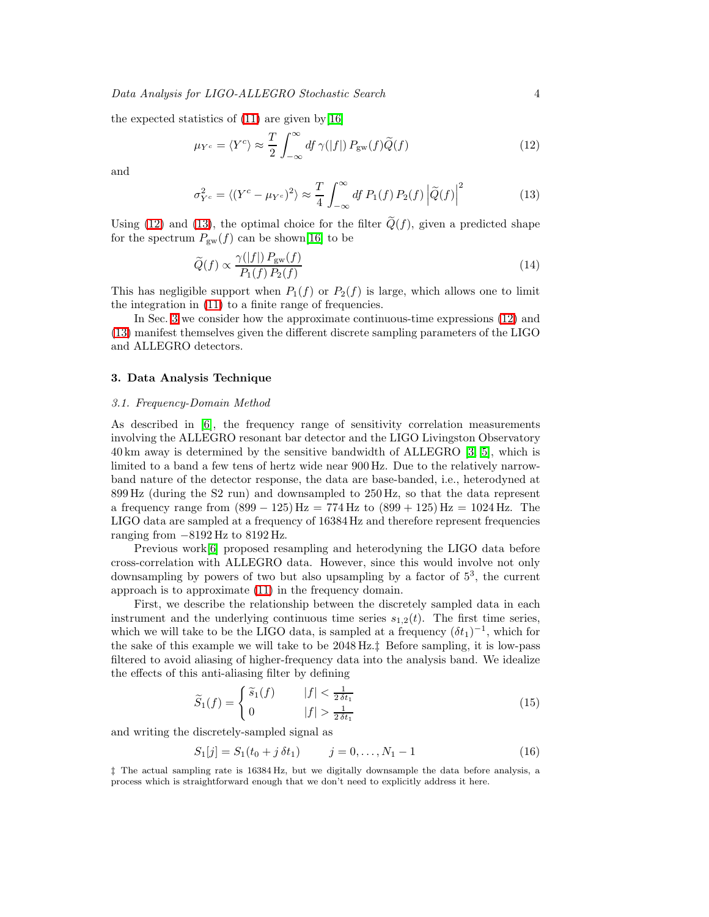the expected statistics of (11) are given by[16]

$$\mu_{Y^c} = \langle Y^c \rangle \approx \frac{T}{2} \int_{-\infty}^{\infty} df \, \gamma(|f|) \, P_{\mathrm{gw}}(f) \widetilde{Q}(f) \tag{12}$$

and

$$\sigma^2_{Y^c} = \langle (Y^c - \mu_{Y^c})^2 \rangle \approx \frac{T}{4} \int_{-\infty}^{\infty} df \, P_1(f) \, P_2(f) \left| \widetilde{Q}(f) \right|^2 \tag{13}$$

Using (12) and (13), the optimal choice for the filter $\widetilde{Q}(f)$, given a predicted shape for the spectrum $P_{\mathrm{gw}}(f)$ can be shown[16] to be

$$\widetilde{Q}(f) \propto \frac{\gamma(|f|) \, P_{\mathrm{gw}}(f)}{P_1(f) \, P_2(f)} \tag{14}$$

This has negligible support when $P_1(f)$ or $P_2(f)$ is large, which allows one to limit the integration in (11) to a finite range of frequencies.

In Sec. 3 we consider how the approximate continuous-time expressions (12) and (13) manifest themselves given the different discrete sampling parameters of the LIGO and ALLEGRO detectors.

## 3. Data Analysis Technique

### 3.1. Frequency-Domain Method

As described in [6], the frequency range of sensitivity correlation measurements involving the ALLEGRO resonant bar detector and the LIGO Livingston Observatory 40 km away is determined by the sensitive bandwidth of ALLEGRO [3, 5], which is limited to a band a few tens of hertz wide near 900 Hz. Due to the relatively narrow-band nature of the detector response, the data are base-banded, i.e., heterodyned at 899 Hz (during the S2 run) and downsampled to 250 Hz, so that the data represent a frequency range from $(899 - 125)\,\mathrm{Hz} = 774\,\mathrm{Hz}$ to $(899 + 125)\,\mathrm{Hz} = 1024\,\mathrm{Hz}$. The LIGO data are sampled at a frequency of 16384 Hz and therefore represent frequencies ranging from $-8192$ Hz to 8192 Hz.

Previous work[6] proposed resampling and heterodyning the LIGO data before cross-correlation with ALLEGRO data. However, since this would involve not only downsampling by powers of two but also upsampling by a factor of $5^3$, the current approach is to approximate (11) in the frequency domain.

First, we describe the relationship between the discretely sampled data in each instrument and the underlying continuous time series $s_{1,2}(t)$. The first time series, which we will take to be the LIGO data, is sampled at a frequency $(\delta t_1)^{-1}$, which for the sake of this example we will take to be 2048 Hz.‡ Before sampling, it is low-pass filtered to avoid aliasing of higher-frequency data into the analysis band. We idealize the effects of this anti-aliasing filter by defining

$$\widetilde{S}_1(f) = \begin{cases} \widetilde{s}_1(f) & |f| < \frac{1}{2\,\delta t_1} \\ 0 & |f| > \frac{1}{2\,\delta t_1} \end{cases} \tag{15}$$

and writing the discretely-sampled signal as

$$S_1[j] = S_1(t_0 + j\,\delta t_1) \qquad j = 0, \ldots, N_1 - 1 \tag{16}$$

‡ The actual sampling rate is 16384 Hz, but we digitally downsample the data before analysis, a process which is straightforward enough that we don't need to explicitly address it here.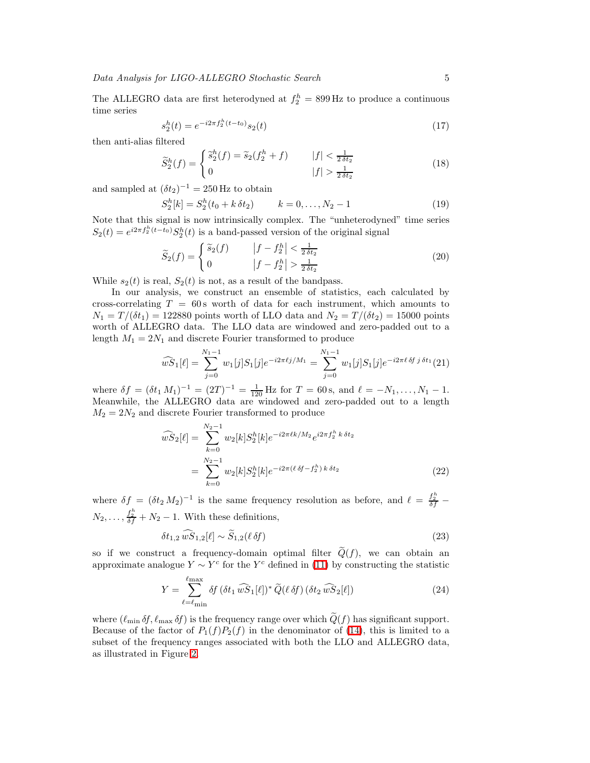The ALLEGRO data are first heterodyned at $f_2^h = 899\,\mathrm{Hz}$ to produce a continuous time series

$$s_2^h(t) = e^{-i2\pi f_2^h(t-t_0)} s_2(t) \tag{17}$$

then anti-alias filtered

$$\widetilde{S}_2^h(f) = \begin{cases} \widetilde{s}_2^h(f) = \widetilde{s}_2(f_2^h + f) & |f| < \frac{1}{2\,\delta t_2} \\ 0 & |f| > \frac{1}{2\,\delta t_2} \end{cases} \tag{18}$$

and sampled at $(\delta t_2)^{-1} = 250\,\mathrm{Hz}$ to obtain

$$S_2^h[k] = S_2^h(t_0 + k\,\delta t_2) \qquad k = 0, \ldots, N_2 - 1 \tag{19}$$

Note that this signal is now intrinsically complex. The "unheterodyned" time series $S_2(t) = e^{i2\pi f_2^h(t-t_0)} S_2^h(t)$ is a band-passed version of the original signal

$$\widetilde{S}_2(f) = \begin{cases} \widetilde{s}_2(f) & \left|f - f_2^h\right| < \frac{1}{2\,\delta t_2} \\ 0 & \left|f - f_2^h\right| > \frac{1}{2\,\delta t_2} \end{cases} \tag{20}$$

While $s_2(t)$ is real, $S_2(t)$ is not, as a result of the bandpass.

In our analysis, we construct an ensemble of statistics, each calculated by cross-correlating $T = 60\,\mathrm{s}$ worth of data for each instrument, which amounts to $N_1 = T/(\delta t_1) = 122880$ points worth of LLO data and $N_2 = T/(\delta t_2) = 15000$ points worth of ALLEGRO data. The LLO data are windowed and zero-padded out to a length $M_1 = 2N_1$ and discrete Fourier transformed to produce

$$\widehat{wS}_1[\ell] = \sum_{j=0}^{N_1-1} w_1[j] S_1[j] e^{-i2\pi\ell j/M_1} = \sum_{j=0}^{N_1-1} w_1[j] S_1[j] e^{-i2\pi\ell\,\delta f\,j\,\delta t_1} \tag{21}$$

where $\delta f = (\delta t_1\, M_1)^{-1} = (2T)^{-1} = \frac{1}{120}\,\mathrm{Hz}$ for $T = 60\,\mathrm{s}$, and $\ell = -N_1, \ldots, N_1 - 1$. Meanwhile, the ALLEGRO data are windowed and zero-padded out to a length $M_2 = 2N_2$ and discrete Fourier transformed to produce

$$\begin{aligned} \widehat{wS}_2[\ell] &= \sum_{k=0}^{N_2-1} w_2[k] S_2^h[k] e^{-i2\pi\ell k/M_2} e^{i2\pi f_2^h\,k\,\delta t_2} \\ &= \sum_{k=0}^{N_2-1} w_2[k] S_2^h[k] e^{-i2\pi(\ell\,\delta f - f_2^h)\,k\,\delta t_2} \end{aligned} \tag{22}$$

where $\delta f = (\delta t_2\, M_2)^{-1}$ is the same frequency resolution as before, and $\ell = \frac{f_2^h}{\delta f} - N_2, \ldots, \frac{f_2^h}{\delta f} + N_2 - 1$. With these definitions,

$$\delta t_{1,2}\, \widehat{wS}_{1,2}[\ell] \sim \widetilde{S}_{1,2}(\ell\,\delta f) \tag{23}$$

so if we construct a frequency-domain optimal filter $\widetilde{Q}(f)$, we can obtain an approximate analogue $Y \sim Y^c$ for the $Y^c$ defined in (11) by constructing the statistic

$$Y = \sum_{\ell=\ell_{\min}}^{\ell_{\max}} \delta f\, (\delta t_1\, \widehat{wS}_1[\ell])^* \,\widetilde{Q}(\ell\,\delta f)\, (\delta t_2\, \widehat{wS}_2[\ell]) \tag{24}$$

where $(\ell_{\min}\,\delta f, \ell_{\max}\,\delta f)$ is the frequency range over which $\widetilde{Q}(f)$ has significant support. Because of the factor of $P_1(f)P_2(f)$ in the denominator of (14), this is limited to a subset of the frequency ranges associated with both the LLO and ALLEGRO data, as illustrated in Figure 2.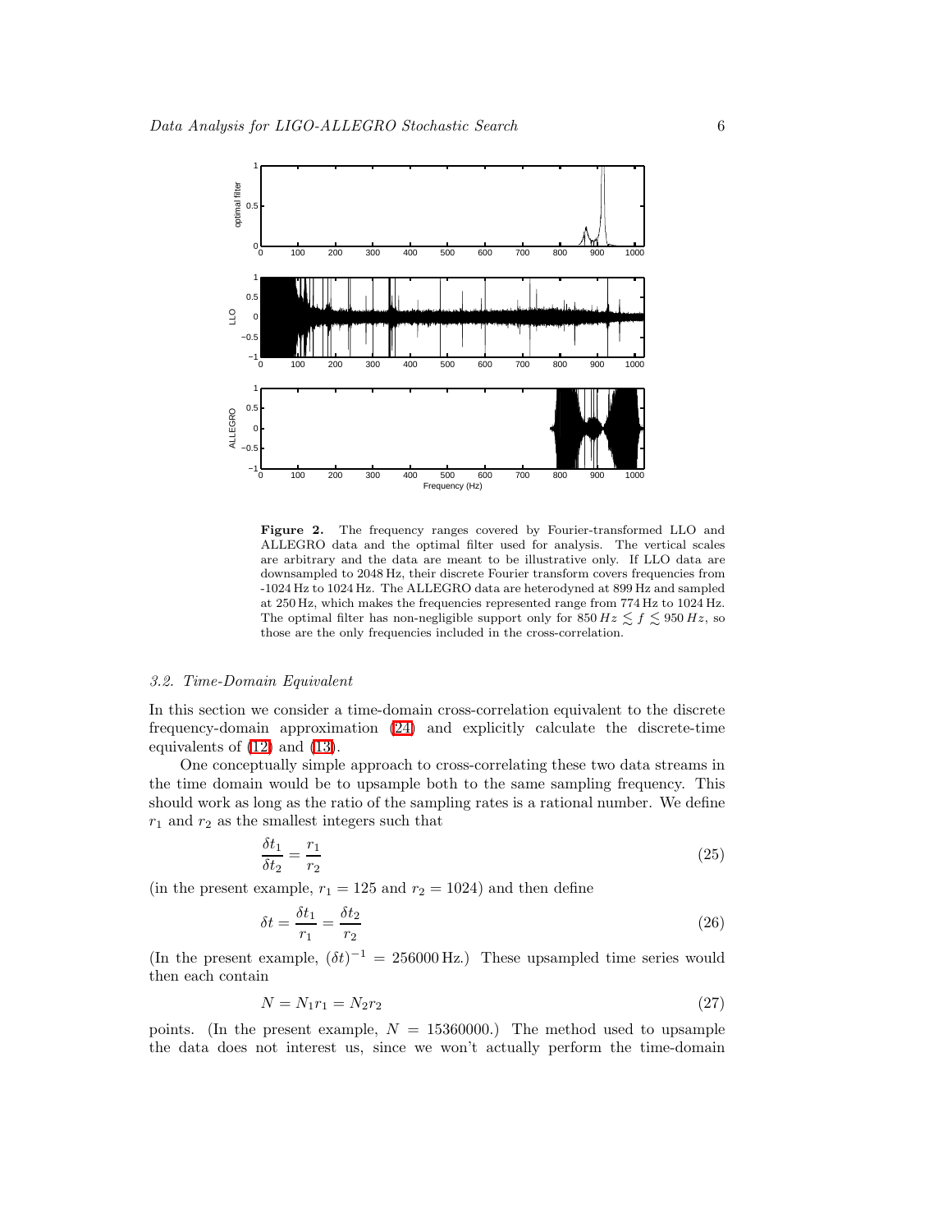**Figure 2.** The frequency ranges covered by Fourier-transformed LLO and ALLEGRO data and the optimal filter used for analysis. The vertical scales are arbitrary and the data are meant to be illustrative only. If LLO data are downsampled to 2048 Hz, their discrete Fourier transform covers frequencies from -1024 Hz to 1024 Hz. The ALLEGRO data are heterodyned at 899 Hz and sampled at 250 Hz, which makes the frequencies represented range from 774 Hz to 1024 Hz. The optimal filter has non-negligible support only for $850\,Hz \lesssim f \lesssim 950\,Hz$, so those are the only frequencies included in the cross-correlation.

### 3.2. Time-Domain Equivalent

In this section we consider a time-domain cross-correlation equivalent to the discrete frequency-domain approximation (24) and explicitly calculate the discrete-time equivalents of (12) and (13).

One conceptually simple approach to cross-correlating these two data streams in the time domain would be to upsample both to the same sampling frequency. This should work as long as the ratio of the sampling rates is a rational number. We define $r_1$ and $r_2$ as the smallest integers such that

$$\frac{\delta t_1}{\delta t_2} = \frac{r_1}{r_2} \tag{25}$$

(in the present example, $r_1 = 125$ and $r_2 = 1024$) and then define

$$\delta t = \frac{\delta t_1}{r_1} = \frac{\delta t_2}{r_2} \tag{26}$$

(In the present example, $(\delta t)^{-1} = 256000\,\text{Hz}$.) These upsampled time series would then each contain

$$N = N_1 r_1 = N_2 r_2 \tag{27}$$

points. (In the present example, $N = 15360000$.) The method used to upsample the data does not interest us, since we won't actually perform the time-domain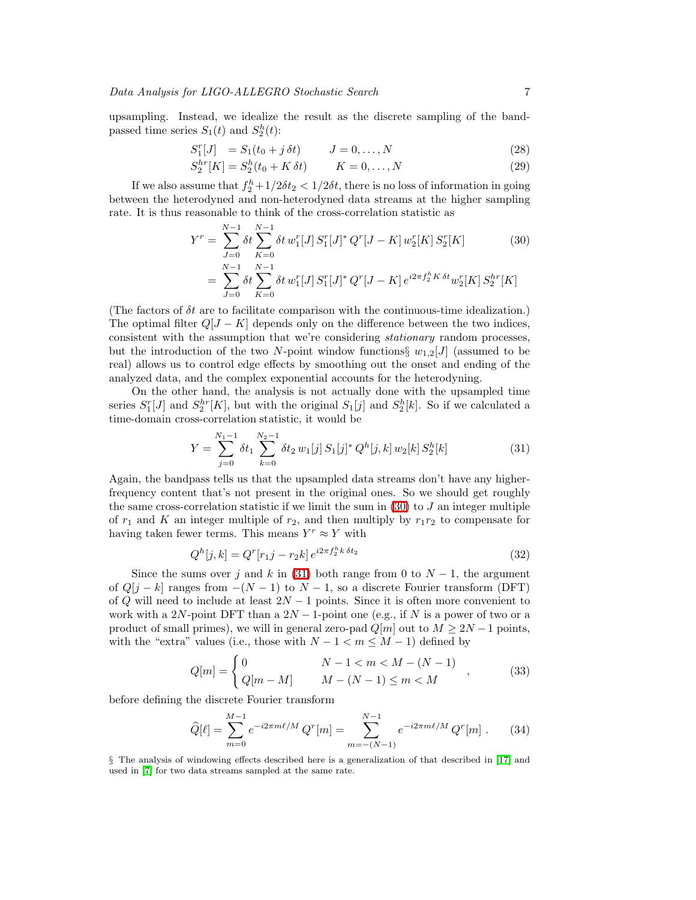upsampling. Instead, we idealize the result as the discrete sampling of the band-passed time series $S_1(t)$ and $S_2^h(t)$:

$$
\begin{aligned}
S_1^r[J] &= S_1(t_0 + j\,\delta t) \qquad J = 0, \ldots, N \qquad (28) \\
S_2^{hr}[K] &= S_2^h(t_0 + K\,\delta t) \qquad K = 0, \ldots, N \qquad (29)
\end{aligned}
$$

If we also assume that $f_2^h + 1/2\delta t_2 < 1/2\delta t$, there is no loss of information in going between the heterodyned and non-heterodyned data streams at the higher sampling rate. It is thus reasonable to think of the cross-correlation statistic as

$$
\begin{aligned}
Y^r &= \sum_{J=0}^{N-1} \delta t \sum_{K=0}^{N-1} \delta t\, w_1^r[J]\, S_1^r[J]^*\, Q^r[J-K]\, w_2^r[K]\, S_2^r[K] \qquad (30) \\
&= \sum_{J=0}^{N-1} \delta t \sum_{K=0}^{N-1} \delta t\, w_1^r[J]\, S_1^r[J]^*\, Q^r[J-K]\, e^{i2\pi f_2^h K\,\delta t} w_2^r[K]\, S_2^{hr}[K]
\end{aligned}
$$

(The factors of $\delta t$ are to facilitate comparison with the continuous-time idealization.) The optimal filter $Q[J-K]$ depends only on the difference between the two indices, consistent with the assumption that we're considering *stationary* random processes, but the introduction of the two $N$-point window functions§ $w_{1,2}[J]$ (assumed to be real) allows us to control edge effects by smoothing out the onset and ending of the analyzed data, and the complex exponential accounts for the heterodyning.

On the other hand, the analysis is not actually done with the upsampled time series $S_1^r[J]$ and $S_2^{hr}[K]$, but with the original $S_1[j]$ and $S_2^h[k]$. So if we calculated a time-domain cross-correlation statistic, it would be

$$
Y = \sum_{j=0}^{N_1-1} \delta t_1 \sum_{k=0}^{N_2-1} \delta t_2\, w_1[j]\, S_1[j]^*\, Q^h[j,k]\, w_2[k]\, S_2^h[k] \qquad (31)
$$

Again, the bandpass tells us that the upsampled data streams don't have any higher-frequency content that's not present in the original ones. So we should get roughly the same cross-correlation statistic if we limit the sum in (30) to $J$ an integer multiple of $r_1$ and $K$ an integer multiple of $r_2$, and then multiply by $r_1 r_2$ to compensate for having taken fewer terms. This means $Y^r \approx Y$ with

$$
Q^h[j,k] = Q^r[r_1 j - r_2 k]\, e^{i2\pi f_2^h k\,\delta t_2} \qquad (32)
$$

Since the sums over $j$ and $k$ in (31) both range from 0 to $N-1$, the argument of $Q[j-k]$ ranges from $-(N-1)$ to $N-1$, so a discrete Fourier transform (DFT) of $Q$ will need to include at least $2N-1$ points. Since it is often more convenient to work with a $2N$-point DFT than a $2N-1$-point one (e.g., if $N$ is a power of two or a product of small primes), we will in general zero-pad $Q[m]$ out to $M \ge 2N-1$ points, with the "extra" values (i.e., those with $N-1 < m \le M-1$) defined by

$$
Q[m] = \begin{cases} 0 & N-1 < m < M-(N-1) \\ Q[m-M] & M-(N-1) \le m < M \end{cases} , \qquad (33)
$$

before defining the discrete Fourier transform

$$
\widehat{Q}[\ell] = \sum_{m=0}^{M-1} e^{-i2\pi m\ell/M}\, Q^r[m] = \sum_{m=-(N-1)}^{N-1} e^{-i2\pi m\ell/M}\, Q^r[m] \,. \qquad (34)
$$

§ The analysis of windowing effects described here is a generalization of that described in [17] and used in [7] for two data streams sampled at the same rate.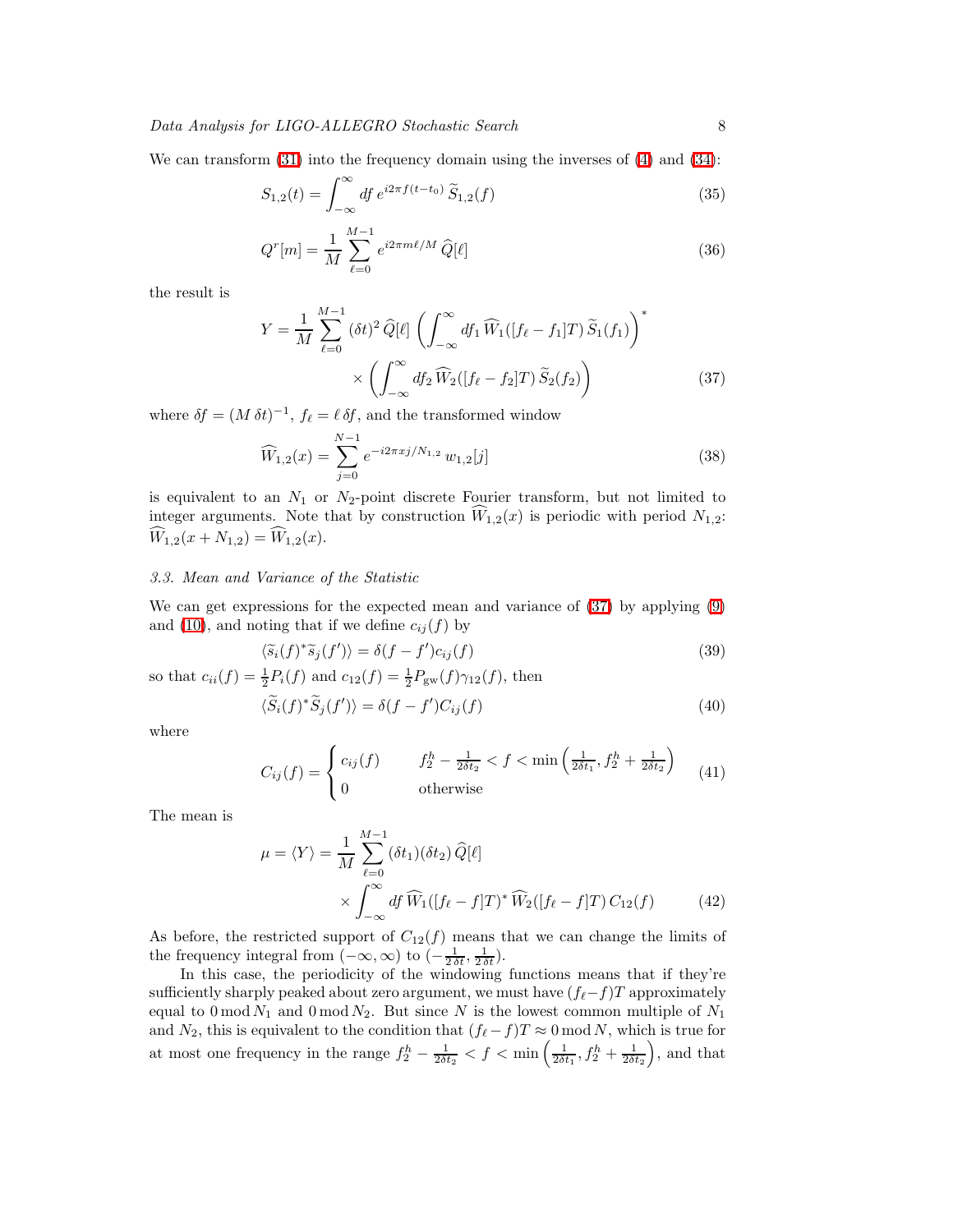We can transform (31) into the frequency domain using the inverses of (4) and (34):

$$S_{1,2}(t) = \int_{-\infty}^{\infty} df\, e^{i2\pi f(t-t_0)}\, \widetilde{S}_{1,2}(f) \tag{35}$$

$$Q^r[m] = \frac{1}{M} \sum_{\ell=0}^{M-1} e^{i2\pi m\ell/M}\, \widehat{Q}[\ell] \tag{36}$$

the result is

$$Y = \frac{1}{M} \sum_{\ell=0}^{M-1} (\delta t)^2\, \widehat{Q}[\ell] \left( \int_{-\infty}^{\infty} df_1\, \widehat{W}_1([f_\ell - f_1]T)\, \widetilde{S}_1(f_1) \right)^* \times \left( \int_{-\infty}^{\infty} df_2\, \widehat{W}_2([f_\ell - f_2]T)\, \widetilde{S}_2(f_2) \right) \tag{37}$$

where $\delta f = (M\,\delta t)^{-1}$, $f_\ell = \ell\,\delta f$, and the transformed window

$$\widehat{W}_{1,2}(x) = \sum_{j=0}^{N-1} e^{-i2\pi xj/N_{1,2}}\, w_{1,2}[j] \tag{38}$$

is equivalent to an $N_1$ or $N_2$-point discrete Fourier transform, but not limited to integer arguments. Note that by construction $\widehat{W}_{1,2}(x)$ is periodic with period $N_{1,2}$: $\widehat{W}_{1,2}(x + N_{1,2}) = \widehat{W}_{1,2}(x)$.

### 3.3. Mean and Variance of the Statistic

We can get expressions for the expected mean and variance of (37) by applying (9) and (10), and noting that if we define $c_{ij}(f)$ by

$$\langle \widetilde{s}_i(f)^* \widetilde{s}_j(f') \rangle = \delta(f - f') c_{ij}(f) \tag{39}$$

so that $c_{ii}(f) = \frac{1}{2} P_i(f)$ and $c_{12}(f) = \frac{1}{2} P_{\rm gw}(f) \gamma_{12}(f)$, then

$$\langle \widetilde{S}_i(f)^* \widetilde{S}_j(f') \rangle = \delta(f - f') C_{ij}(f) \tag{40}$$

where

$$C_{ij}(f) = \begin{cases} c_{ij}(f) & f_2^h - \frac{1}{2\delta t_2} < f < \min\left(\frac{1}{2\delta t_1}, f_2^h + \frac{1}{2\delta t_2}\right) \\ 0 & \text{otherwise} \end{cases} \tag{41}$$

The mean is

$$\mu = \langle Y \rangle = \frac{1}{M} \sum_{\ell=0}^{M-1} (\delta t_1)(\delta t_2)\, \widehat{Q}[\ell] \times \int_{-\infty}^{\infty} df\, \widehat{W}_1([f_\ell - f]T)^*\, \widehat{W}_2([f_\ell - f]T)\, C_{12}(f) \tag{42}$$

As before, the restricted support of $C_{12}(f)$ means that we can change the limits of the frequency integral from $(-\infty, \infty)$ to $(-\frac{1}{2\,\delta t}, \frac{1}{2\,\delta t})$.

In this case, the periodicity of the windowing functions means that if they're sufficiently sharply peaked about zero argument, we must have $(f_\ell - f)T$ approximately equal to $0 \bmod N_1$ and $0 \bmod N_2$. But since $N$ is the lowest common multiple of $N_1$ and $N_2$, this is equivalent to the condition that $(f_\ell - f)T \approx 0 \bmod N$, which is true for at most one frequency in the range $f_2^h - \frac{1}{2\delta t_2} < f < \min\left(\frac{1}{2\delta t_1}, f_2^h + \frac{1}{2\delta t_2}\right)$, and that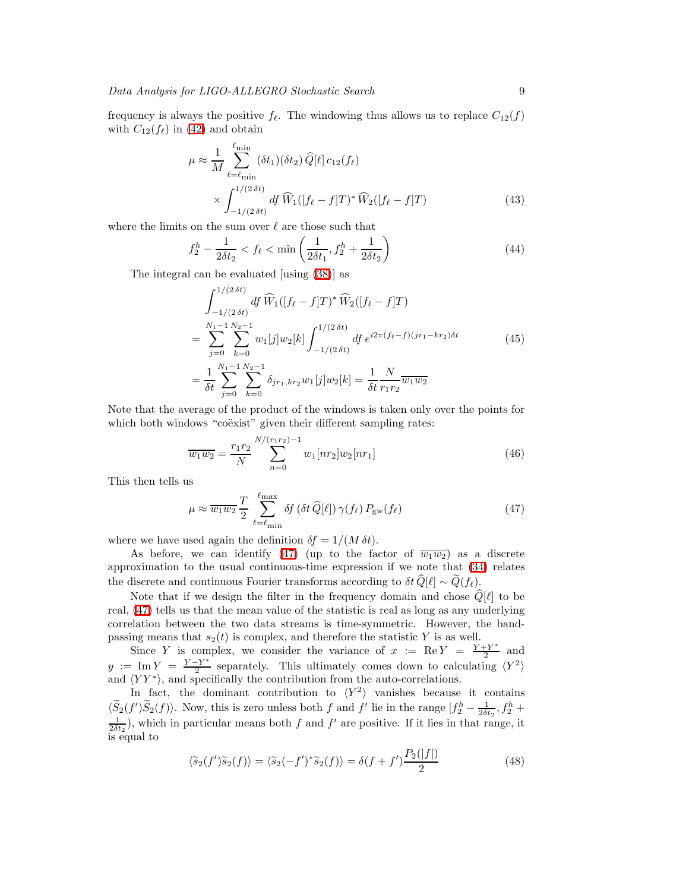frequency is always the positive $f_\ell$. The windowing thus allows us to replace $C_{12}(f)$ with $C_{12}(f_\ell)$ in (42) and obtain

$$\mu \approx \frac{1}{M} \sum_{\ell=\ell_{\min}}^{\ell_{\min}} (\delta t_1)(\delta t_2)\, \widehat{Q}[\ell]\, c_{12}(f_\ell) \times \int_{-1/(2\,\delta t)}^{1/(2\,\delta t)} df\, \widehat{W}_1([f_\ell - f]T)^*\, \widehat{W}_2([f_\ell - f]T) \tag{43}$$

where the limits on the sum over $\ell$ are those such that

$$f_2^h - \frac{1}{2\delta t_2} < f_\ell < \min\left(\frac{1}{2\delta t_1}, f_2^h + \frac{1}{2\delta t_2}\right) \tag{44}$$

The integral can be evaluated [using (38)] as

$$\begin{aligned}
&\int_{-1/(2\,\delta t)}^{1/(2\,\delta t)} df\, \widehat{W}_1([f_\ell - f]T)^*\, \widehat{W}_2([f_\ell - f]T) \\
&= \sum_{j=0}^{N_1-1} \sum_{k=0}^{N_2-1} w_1[j] w_2[k] \int_{-1/(2\,\delta t)}^{1/(2\,\delta t)} df\, e^{i2\pi(f_\ell - f)(jr_1 - kr_2)\delta t} \\
&= \frac{1}{\delta t} \sum_{j=0}^{N_1-1} \sum_{k=0}^{N_2-1} \delta_{jr_1, kr_2} w_1[j] w_2[k] = \frac{1}{\delta t} \frac{N}{r_1 r_2} \overline{w_1 w_2}
\end{aligned} \tag{45}$$

Note that the average of the product of the windows is taken only over the points for which both windows "coëxist" given their different sampling rates:

$$\overline{w_1 w_2} = \frac{r_1 r_2}{N} \sum_{n=0}^{N/(r_1 r_2)-1} w_1[nr_2] w_2[nr_1] \tag{46}$$

This then tells us

$$\mu \approx \overline{w_1 w_2}\, \frac{T}{2} \sum_{\ell=\ell_{\min}}^{\ell_{\max}} \delta f\, (\delta t\, \widehat{Q}[\ell])\, \gamma(f_\ell)\, P_{\mathrm{gw}}(f_\ell) \tag{47}$$

where we have used again the definition $\delta f = 1/(M\,\delta t)$.

As before, we can identify (47) (up to the factor of $\overline{w_1 w_2}$) as a discrete approximation to the usual continuous-time expression if we note that (34) relates the discrete and continuous Fourier transforms according to $\delta t\, \widehat{Q}[\ell] \sim \widetilde{Q}(f_\ell)$.

Note that if we design the filter in the frequency domain and chose $\widehat{Q}[\ell]$ to be real, (47) tells us that the mean value of the statistic is real as long as any underlying correlation between the two data streams is time-symmetric. However, the band-passing means that $s_2(t)$ is complex, and therefore the statistic $Y$ is as well.

Since $Y$ is complex, we consider the variance of $x := \mathrm{Re}\, Y = \frac{Y+Y^*}{2}$ and $y := \mathrm{Im}\, Y = \frac{Y-Y^*}{2}$ separately. This ultimately comes down to calculating $\langle Y^2 \rangle$ and $\langle YY^* \rangle$, and specifically the contribution from the auto-correlations.

In fact, the dominant contribution to $\langle Y^2 \rangle$ vanishes because it contains $\langle \widetilde{S}_2(f')\widetilde{S}_2(f) \rangle$. Now, this is zero unless both $f$ and $f'$ lie in the range $[f_2^h - \frac{1}{2\delta t_2}, f_2^h + \frac{1}{2\delta t_2})$, which in particular means both $f$ and $f'$ are positive. If it lies in that range, it is equal to

$$\langle \widetilde{s}_2(f')\widetilde{s}_2(f) \rangle = \langle \widetilde{s}_2(-f')^* \widetilde{s}_2(f) \rangle = \delta(f + f') \frac{P_2(|f|)}{2} \tag{48}$$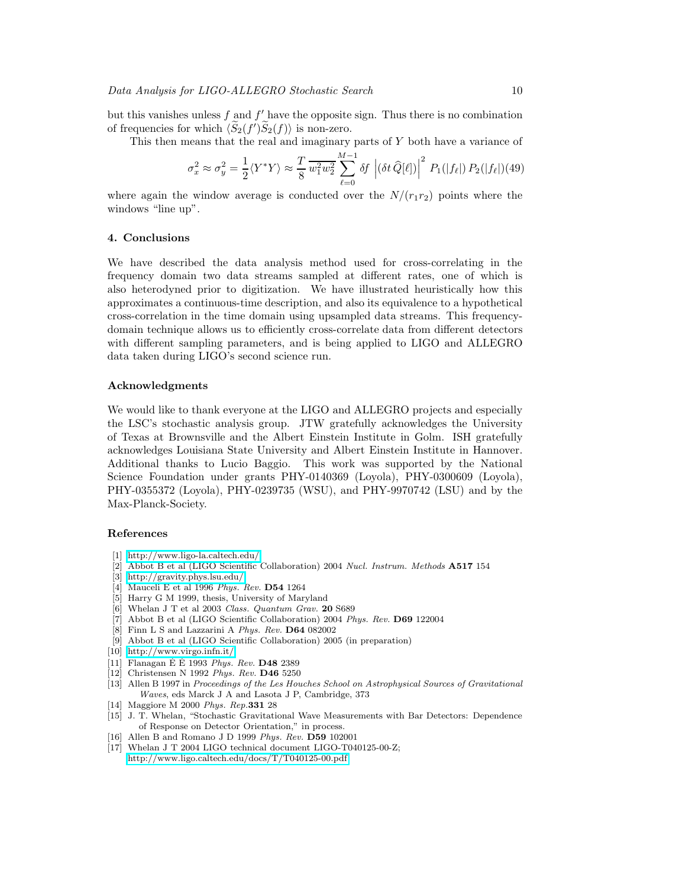but this vanishes unless $f$ and $f'$ have the opposite sign. Thus there is no combination of frequencies for which $\langle \widetilde{S}_2(f')\widetilde{S}_2(f)\rangle$ is non-zero.

This then means that the real and imaginary parts of $Y$ both have a variance of

$$\sigma_x^2 \approx \sigma_y^2 = \frac{1}{2}\langle Y^* Y\rangle \approx \frac{T}{8}\,\overline{w_1^2 w_2^2}\sum_{\ell=0}^{M-1}\delta f\,\left|(\delta t\,\widehat{Q}[\ell])\right|^2 P_1(|f_\ell|)\,P_2(|f_\ell|) \quad (49)$$

where again the window average is conducted over the $N/(r_1 r_2)$ points where the windows "line up".

## 4. Conclusions

We have described the data analysis method used for cross-correlating in the frequency domain two data streams sampled at different rates, one of which is also heterodyned prior to digitization. We have illustrated heuristically how this approximates a continuous-time description, and also its equivalence to a hypothetical cross-correlation in the time domain using upsampled data streams. This frequency-domain technique allows us to efficiently cross-correlate data from different detectors with different sampling parameters, and is being applied to LIGO and ALLEGRO data taken during LIGO's second science run.

## Acknowledgments

We would like to thank everyone at the LIGO and ALLEGRO projects and especially the LSC's stochastic analysis group. JTW gratefully acknowledges the University of Texas at Brownsville and the Albert Einstein Institute in Golm. ISH gratefully acknowledges Louisiana State University and Albert Einstein Institute in Hannover. Additional thanks to Lucio Baggio. This work was supported by the National Science Foundation under grants PHY-0140369 (Loyola), PHY-0300609 (Loyola), PHY-0355372 (Loyola), PHY-0239735 (WSU), and PHY-9970742 (LSU) and by the Max-Planck-Society.

## References

[1] http://www.ligo-la.caltech.edu/
[2] Abbot B et al (LIGO Scientific Collaboration) 2004 *Nucl. Instrum. Methods* **A517** 154
[3] http://gravity.phys.lsu.edu/
[4] Mauceli E et al 1996 *Phys. Rev.* **D54** 1264
[5] Harry G M 1999, thesis, University of Maryland
[6] Whelan J T et al 2003 *Class. Quantum Grav.* **20** S689
[7] Abbot B et al (LIGO Scientific Collaboration) 2004 *Phys. Rev.* **D69** 122004
[8] Finn L S and Lazzarini A *Phys. Rev.* **D64** 082002
[9] Abbot B et al (LIGO Scientific Collaboration) 2005 (in preparation)
[10] http://www.virgo.infn.it/
[11] Flanagan É É 1993 *Phys. Rev.* **D48** 2389
[12] Christensen N 1992 *Phys. Rev.* **D46** 5250
[13] Allen B 1997 in *Proceedings of the Les Houches School on Astrophysical Sources of Gravitational Waves*, eds Marck J A and Lasota J P, Cambridge, 373
[14] Maggiore M 2000 *Phys. Rep.* **331** 28
[15] J. T. Whelan, "Stochastic Gravitational Wave Measurements with Bar Detectors: Dependence of Response on Detector Orientation," in process.
[16] Allen B and Romano J D 1999 *Phys. Rev.* **D59** 102001
[17] Whelan J T 2004 LIGO technical document LIGO-T040125-00-Z; http://www.ligo.caltech.edu/docs/T/T040125-00.pdf